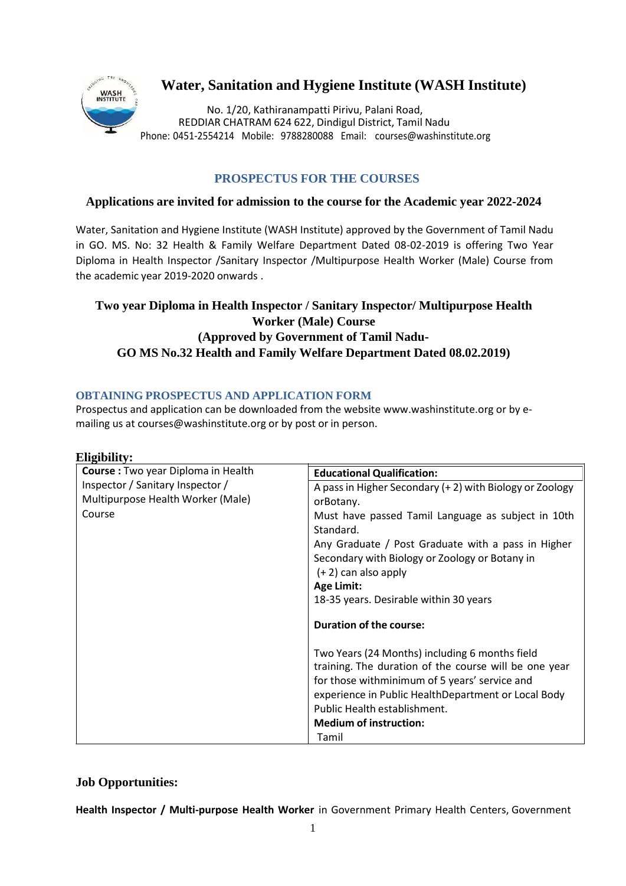# Water, Sanitation and Hygiene Institute (WASH Institute)

No. 1/20, Kathiranampatti Pirivu, Palani Road,
REDDIAR CHATRAM 624 622, Dindigul District, Tamil Nadu
Phone: 0451-2554214 Mobile: 9788280088 Email: courses@washinstitute.org

## PROSPECTUS FOR THE COURSES

### Applications are invited for admission to the course for the Academic year 2022-2024

Water, Sanitation and Hygiene Institute (WASH Institute) approved by the Government of Tamil Nadu in GO. MS. No: 32 Health & Family Welfare Department Dated 08-02-2019 is offering Two Year Diploma in Health Inspector /Sanitary Inspector /Multipurpose Health Worker (Male) Course from the academic year 2019-2020 onwards .

### Two year Diploma in Health Inspector / Sanitary Inspector/ Multipurpose Health Worker (Male) Course (Approved by Government of Tamil Nadu- GO MS No.32 Health and Family Welfare Department Dated 08.02.2019)

### OBTAINING PROSPECTUS AND APPLICATION FORM

Prospectus and application can be downloaded from the website www.washinstitute.org or by e-mailing us at courses@washinstitute.org or by post or in person.

### Eligibility:

| **Course :** Two year Diploma in Health Inspector / Sanitary Inspector / Multipurpose Health Worker (Male) Course | **Educational Qualification:** |
|---|---|
| | A pass in Higher Secondary (+ 2) with Biology or Zoology orBotany.<br>Must have passed Tamil Language as subject in 10th Standard.<br>Any Graduate / Post Graduate with a pass in Higher Secondary with Biology or Zoology or Botany in (+ 2) can also apply<br>**Age Limit:**<br>18-35 years. Desirable within 30 years<br>**Duration of the course:**<br>Two Years (24 Months) including 6 months field training. The duration of the course will be one year for those withminimum of 5 years' service and experience in Public HealthDepartment or Local Body Public Health establishment.<br>**Medium of instruction:**<br>Tamil |

### Job Opportunities:

**Health Inspector / Multi-purpose Health Worker** in Government Primary Health Centers, Government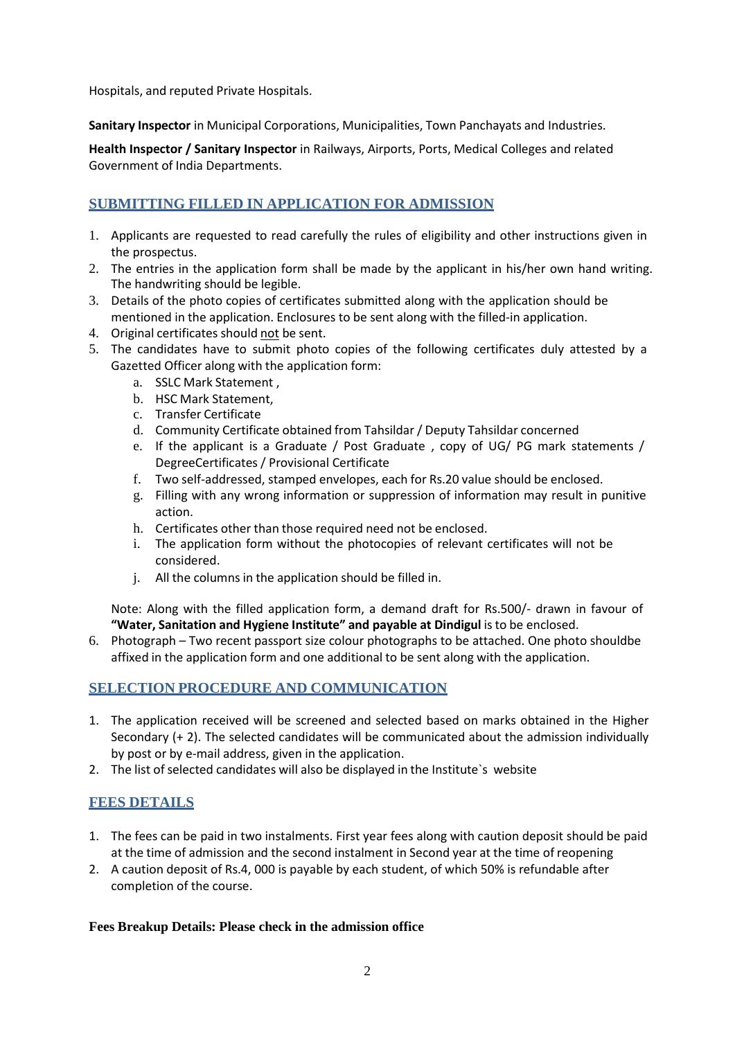Hospitals, and reputed Private Hospitals.

**Sanitary Inspector** in Municipal Corporations, Municipalities, Town Panchayats and Industries.

**Health Inspector / Sanitary Inspector** in Railways, Airports, Ports, Medical Colleges and related Government of India Departments.

## SUBMITTING FILLED IN APPLICATION FOR ADMISSION

1. Applicants are requested to read carefully the rules of eligibility and other instructions given in the prospectus.
2. The entries in the application form shall be made by the applicant in his/her own hand writing. The handwriting should be legible.
3. Details of the photo copies of certificates submitted along with the application should be mentioned in the application. Enclosures to be sent along with the filled-in application.
4. Original certificates should not be sent.
5. The candidates have to submit photo copies of the following certificates duly attested by a Gazetted Officer along with the application form:
   a. SSLC Mark Statement ,
   b. HSC Mark Statement,
   c. Transfer Certificate
   d. Community Certificate obtained from Tahsildar / Deputy Tahsildar concerned
   e. If the applicant is a Graduate / Post Graduate , copy of UG/ PG mark statements / DegreeCertificates / Provisional Certificate
   f. Two self-addressed, stamped envelopes, each for Rs.20 value should be enclosed.
   g. Filling with any wrong information or suppression of information may result in punitive action.
   h. Certificates other than those required need not be enclosed.
   i. The application form without the photocopies of relevant certificates will not be considered.
   j. All the columns in the application should be filled in.

   Note: Along with the filled application form, a demand draft for Rs.500/- drawn in favour of **"Water, Sanitation and Hygiene Institute" and payable at Dindigul** is to be enclosed.
6. Photograph – Two recent passport size colour photographs to be attached. One photo shouldbe affixed in the application form and one additional to be sent along with the application.

## SELECTION PROCEDURE AND COMMUNICATION

1. The application received will be screened and selected based on marks obtained in the Higher Secondary (+ 2). The selected candidates will be communicated about the admission individually by post or by e-mail address, given in the application.
2. The list of selected candidates will also be displayed in the Institute`s website

## FEES DETAILS

1. The fees can be paid in two instalments. First year fees along with caution deposit should be paid at the time of admission and the second instalment in Second year at the time of reopening
2. A caution deposit of Rs.4, 000 is payable by each student, of which 50% is refundable after completion of the course.

**Fees Breakup Details: Please check in the admission office**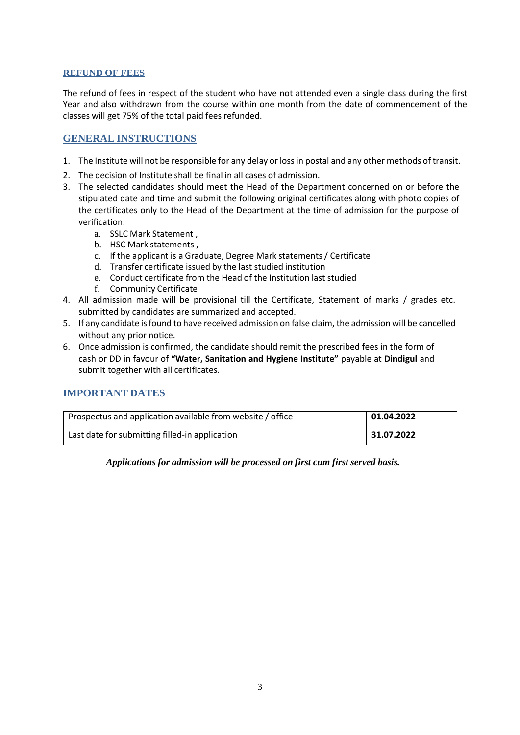## REFUND OF FEES

The refund of fees in respect of the student who have not attended even a single class during the first Year and also withdrawn from the course within one month from the date of commencement of the classes will get 75% of the total paid fees refunded.

## GENERAL INSTRUCTIONS

1. The Institute will not be responsible for any delay or loss in postal and any other methods of transit.
2. The decision of Institute shall be final in all cases of admission.
3. The selected candidates should meet the Head of the Department concerned on or before the stipulated date and time and submit the following original certificates along with photo copies of the certificates only to the Head of the Department at the time of admission for the purpose of verification:
    a. SSLC Mark Statement ,
    b. HSC Mark statements ,
    c. If the applicant is a Graduate, Degree Mark statements / Certificate
    d. Transfer certificate issued by the last studied institution
    e. Conduct certificate from the Head of the Institution last studied
    f. Community Certificate
4. All admission made will be provisional till the Certificate, Statement of marks / grades etc. submitted by candidates are summarized and accepted.
5. If any candidate is found to have received admission on false claim, the admission will be cancelled without any prior notice.
6. Once admission is confirmed, the candidate should remit the prescribed fees in the form of cash or DD in favour of **"Water, Sanitation and Hygiene Institute"** payable at **Dindigul** and submit together with all certificates.

## IMPORTANT DATES

| | |
|---|---|
| Prospectus and application available from website / office | **01.04.2022** |
| Last date for submitting filled-in application | **31.07.2022** |

***Applications for admission will be processed on first cum first served basis.***